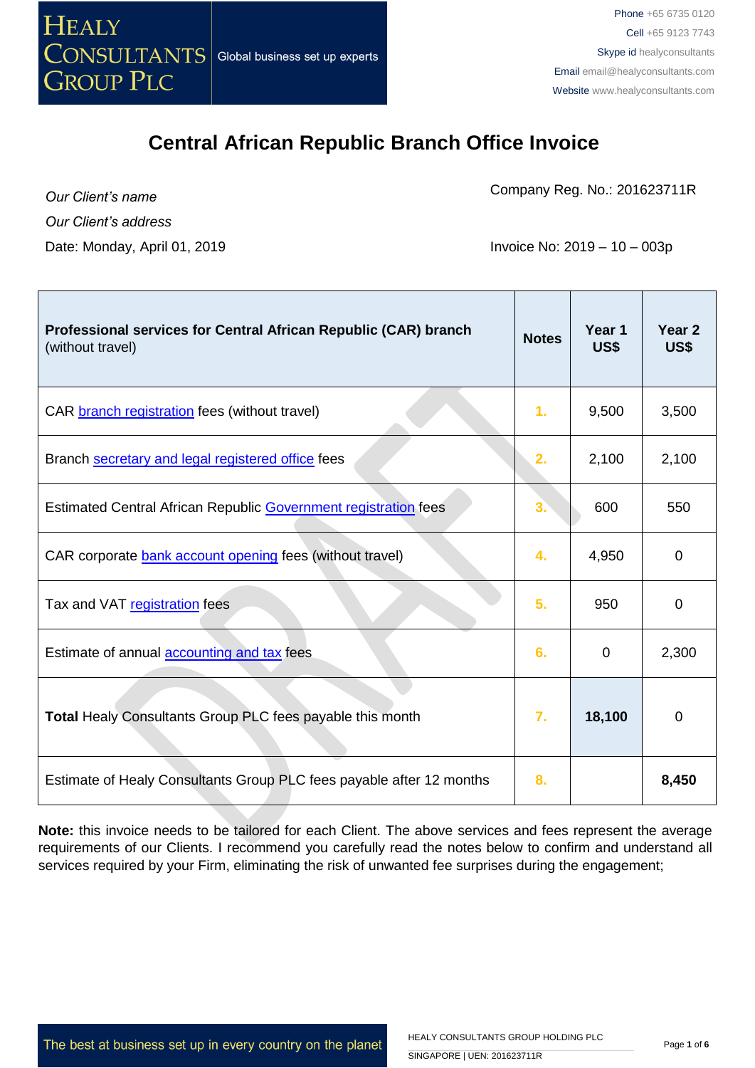HEALY CONSULTANTS GROUP PLC

Global business set up experts

Phone +65 6735 0120
Cell +65 9123 7743
Skype id healyconsultants
Email email@healyconsultants.com
Website www.healyconsultants.com

# Central African Republic Branch Office Invoice

*Our Client's name*

*Our Client's address*

Date: Monday, April 01, 2019

Company Reg. No.: 201623711R

Invoice No: 2019 – 10 – 003p

| **Professional services for Central African Republic (CAR) branch** (without travel) | **Notes** | **Year 1 US$** | **Year 2 US$** |
|---|---|---|---|
| CAR branch registration fees (without travel) | 1. | 9,500 | 3,500 |
| Branch secretary and legal registered office fees | 2. | 2,100 | 2,100 |
| Estimated Central African Republic Government registration fees | 3. | 600 | 550 |
| CAR corporate bank account opening fees (without travel) | 4. | 4,950 | 0 |
| Tax and VAT registration fees | 5. | 950 | 0 |
| Estimate of annual accounting and tax fees | 6. | 0 | 2,300 |
| **Total** Healy Consultants Group PLC fees payable this month | 7. | **18,100** | 0 |
| Estimate of Healy Consultants Group PLC fees payable after 12 months | 8. | | **8,450** |

**Note:** this invoice needs to be tailored for each Client. The above services and fees represent the average requirements of our Clients. I recommend you carefully read the notes below to confirm and understand all services required by your Firm, eliminating the risk of unwanted fee surprises during the engagement;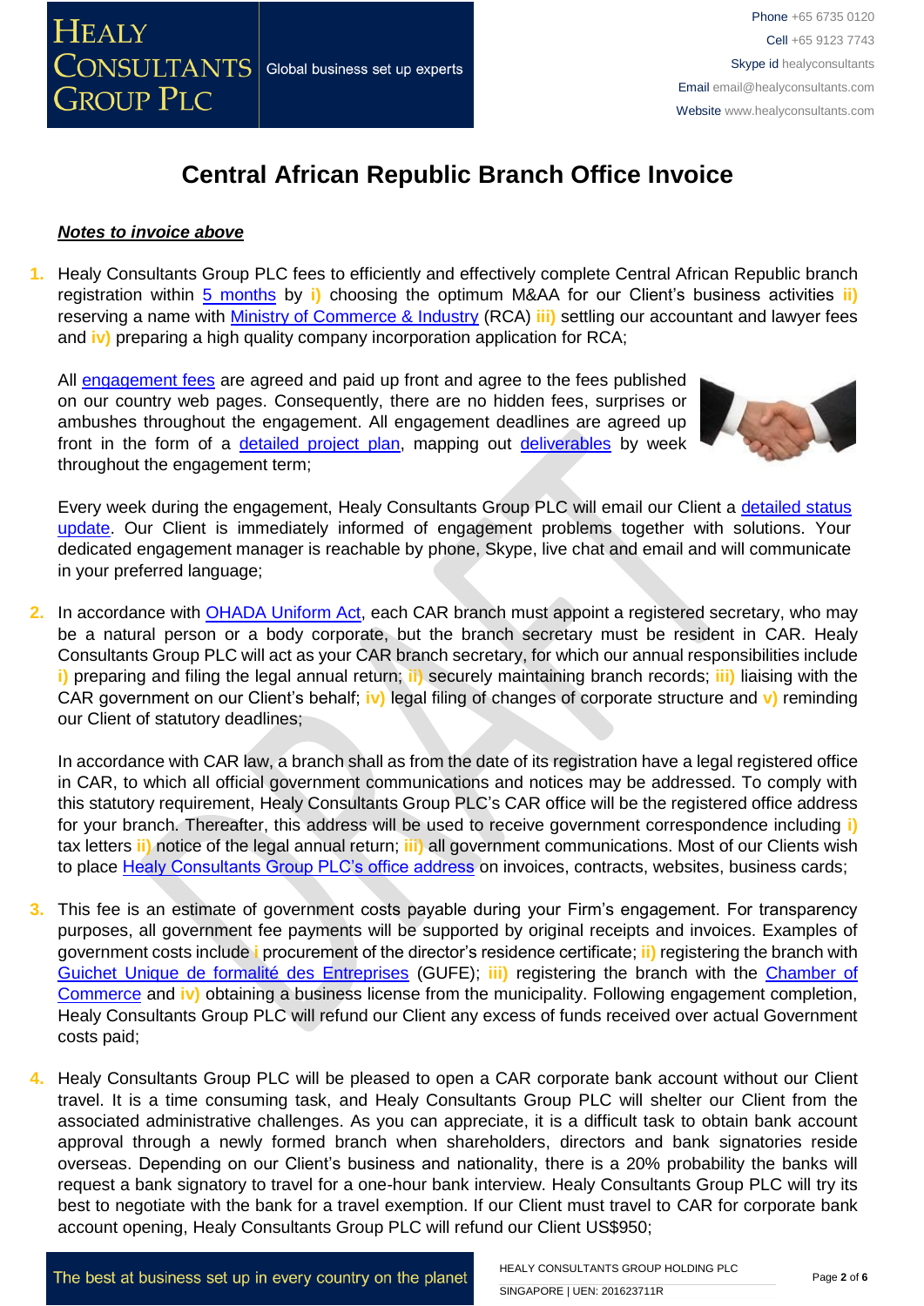# Central African Republic Branch Office Invoice

***Notes to invoice above***

1. Healy Consultants Group PLC fees to efficiently and effectively complete Central African Republic branch registration within 5 months by **i)** choosing the optimum M&AA for our Client's business activities **ii)** reserving a name with Ministry of Commerce & Industry (RCA) **iii)** settling our accountant and lawyer fees and **iv)** preparing a high quality company incorporation application for RCA;

   All engagement fees are agreed and paid up front and agree to the fees published on our country web pages. Consequently, there are no hidden fees, surprises or ambushes throughout the engagement. All engagement deadlines are agreed up front in the form of a detailed project plan, mapping out deliverables by week throughout the engagement term;

   Every week during the engagement, Healy Consultants Group PLC will email our Client a detailed status update. Our Client is immediately informed of engagement problems together with solutions. Your dedicated engagement manager is reachable by phone, Skype, live chat and email and will communicate in your preferred language;

2. In accordance with OHADA Uniform Act, each CAR branch must appoint a registered secretary, who may be a natural person or a body corporate, but the branch secretary must be resident in CAR. Healy Consultants Group PLC will act as your CAR branch secretary, for which our annual responsibilities include **i)** preparing and filing the legal annual return; **ii)** securely maintaining branch records; **iii)** liaising with the CAR government on our Client's behalf; **iv)** legal filing of changes of corporate structure and **v)** reminding our Client of statutory deadlines;

   In accordance with CAR law, a branch shall as from the date of its registration have a legal registered office in CAR, to which all official government communications and notices may be addressed. To comply with this statutory requirement, Healy Consultants Group PLC's CAR office will be the registered office address for your branch. Thereafter, this address will be used to receive government correspondence including **i)** tax letters **ii)** notice of the legal annual return; **iii)** all government communications. Most of our Clients wish to place Healy Consultants Group PLC's office address on invoices, contracts, websites, business cards;

3. This fee is an estimate of government costs payable during your Firm's engagement. For transparency purposes, all government fee payments will be supported by original receipts and invoices. Examples of government costs include **i**) procurement of the director's residence certificate; **ii)** registering the branch with Guichet Unique de formalité des Entreprises (GUFE); **iii)** registering the branch with the Chamber of Commerce and **iv)** obtaining a business license from the municipality. Following engagement completion, Healy Consultants Group PLC will refund our Client any excess of funds received over actual Government costs paid;

4. Healy Consultants Group PLC will be pleased to open a CAR corporate bank account without our Client travel. It is a time consuming task, and Healy Consultants Group PLC will shelter our Client from the associated administrative challenges. As you can appreciate, it is a difficult task to obtain bank account approval through a newly formed branch when shareholders, directors and bank signatories reside overseas. Depending on our Client's business and nationality, there is a 20% probability the banks will request a bank signatory to travel for a one-hour bank interview. Healy Consultants Group PLC will try its best to negotiate with the bank for a travel exemption. If our Client must travel to CAR for corporate bank account opening, Healy Consultants Group PLC will refund our Client US$950;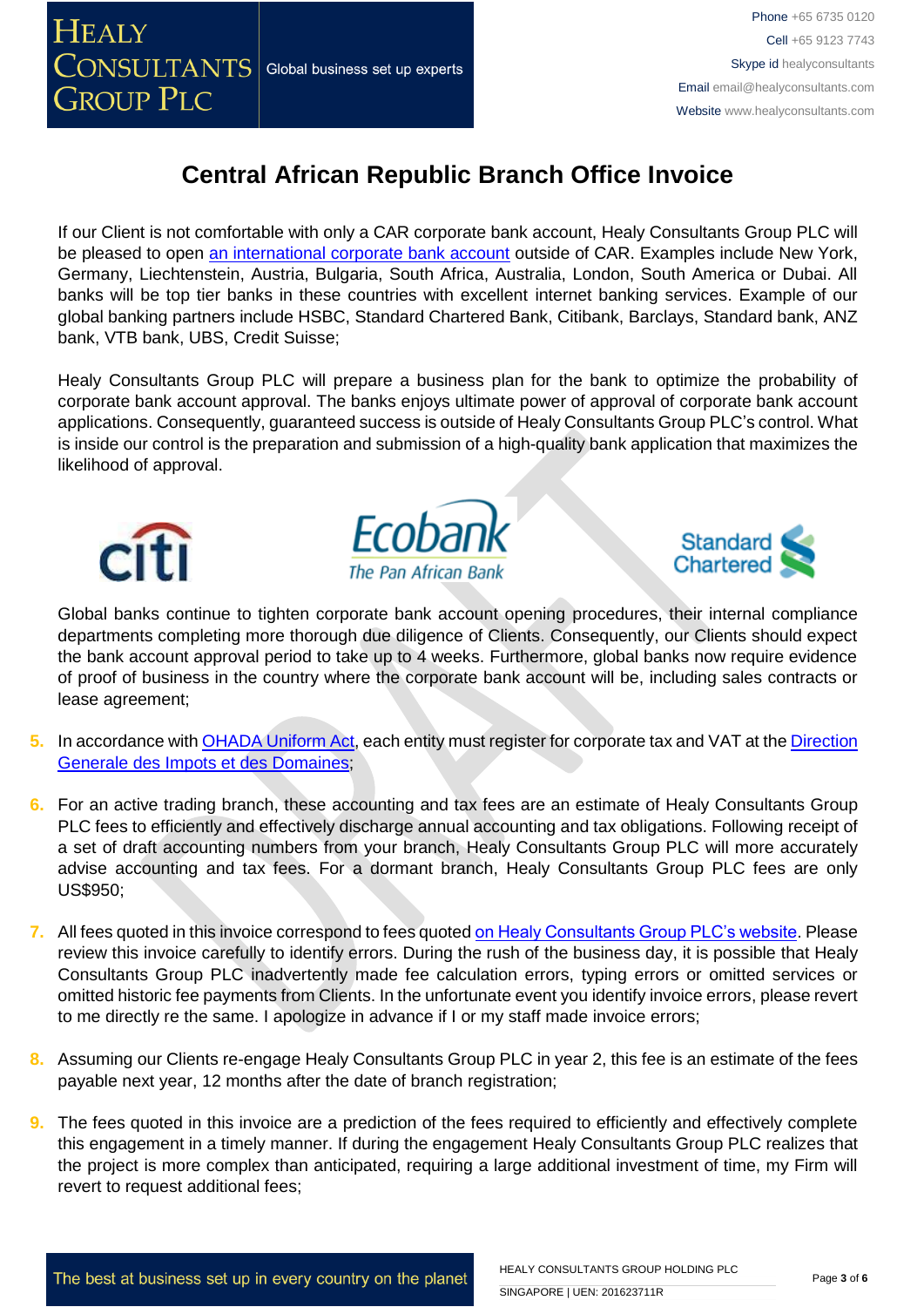# Central African Republic Branch Office Invoice

If our Client is not comfortable with only a CAR corporate bank account, Healy Consultants Group PLC will be pleased to open an international corporate bank account outside of CAR. Examples include New York, Germany, Liechtenstein, Austria, Bulgaria, South Africa, Australia, London, South America or Dubai. All banks will be top tier banks in these countries with excellent internet banking services. Example of our global banking partners include HSBC, Standard Chartered Bank, Citibank, Barclays, Standard bank, ANZ bank, VTB bank, UBS, Credit Suisse;

Healy Consultants Group PLC will prepare a business plan for the bank to optimize the probability of corporate bank account approval. The banks enjoys ultimate power of approval of corporate bank account applications. Consequently, guaranteed success is outside of Healy Consultants Group PLC's control. What is inside our control is the preparation and submission of a high-quality bank application that maximizes the likelihood of approval.

Global banks continue to tighten corporate bank account opening procedures, their internal compliance departments completing more thorough due diligence of Clients. Consequently, our Clients should expect the bank account approval period to take up to 4 weeks. Furthermore, global banks now require evidence of proof of business in the country where the corporate bank account will be, including sales contracts or lease agreement;

5. In accordance with OHADA Uniform Act, each entity must register for corporate tax and VAT at the Direction Generale des Impots et des Domaines;

6. For an active trading branch, these accounting and tax fees are an estimate of Healy Consultants Group PLC fees to efficiently and effectively discharge annual accounting and tax obligations. Following receipt of a set of draft accounting numbers from your branch, Healy Consultants Group PLC will more accurately advise accounting and tax fees. For a dormant branch, Healy Consultants Group PLC fees are only US$950;

7. All fees quoted in this invoice correspond to fees quoted on Healy Consultants Group PLC's website. Please review this invoice carefully to identify errors. During the rush of the business day, it is possible that Healy Consultants Group PLC inadvertently made fee calculation errors, typing errors or omitted services or omitted historic fee payments from Clients. In the unfortunate event you identify invoice errors, please revert to me directly re the same. I apologize in advance if I or my staff made invoice errors;

8. Assuming our Clients re-engage Healy Consultants Group PLC in year 2, this fee is an estimate of the fees payable next year, 12 months after the date of branch registration;

9. The fees quoted in this invoice are a prediction of the fees required to efficiently and effectively complete this engagement in a timely manner. If during the engagement Healy Consultants Group PLC realizes that the project is more complex than anticipated, requiring a large additional investment of time, my Firm will revert to request additional fees;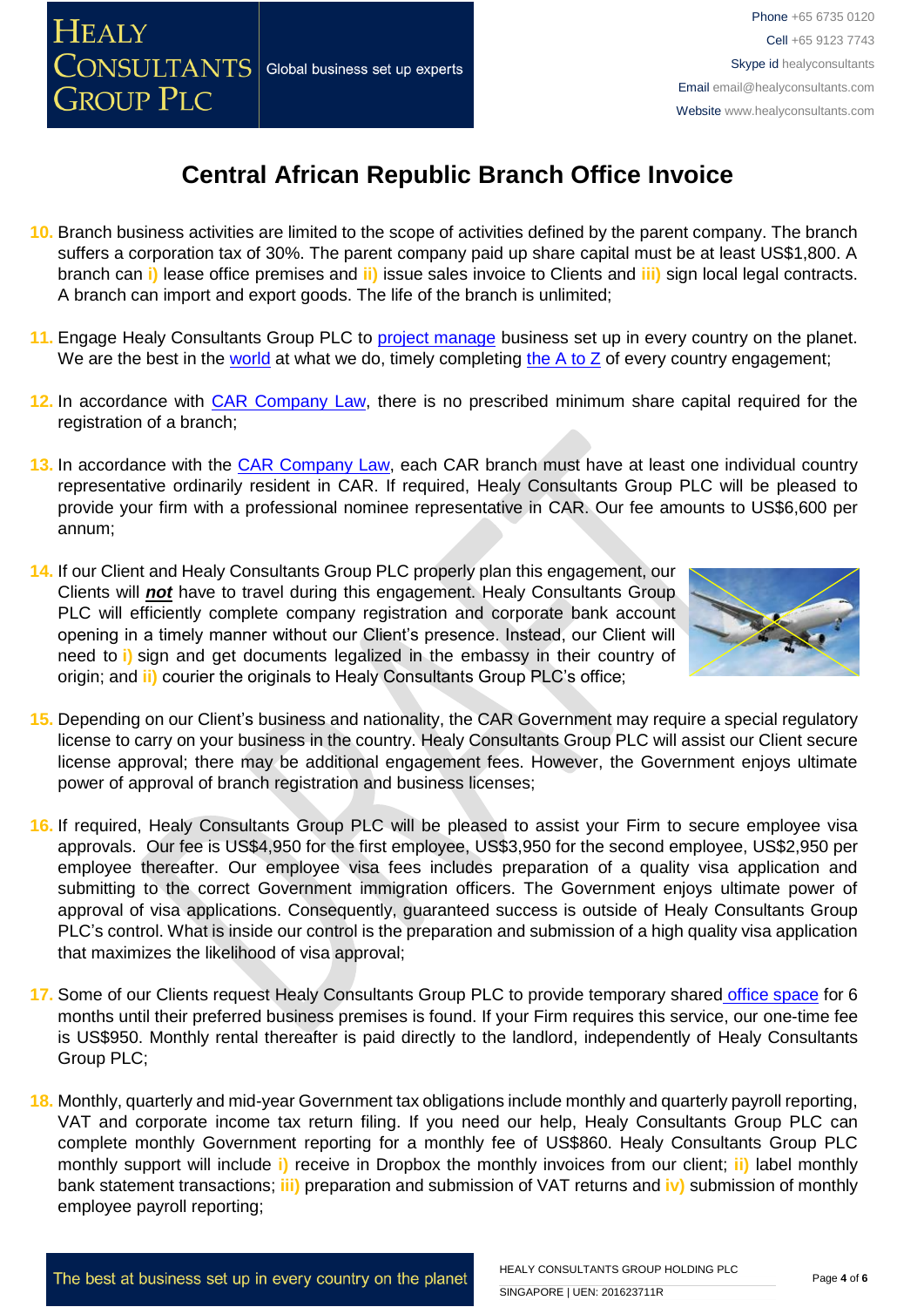# Central African Republic Branch Office Invoice

10. Branch business activities are limited to the scope of activities defined by the parent company. The branch suffers a corporation tax of 30%. The parent company paid up share capital must be at least US$1,800. A branch can i) lease office premises and ii) issue sales invoice to Clients and iii) sign local legal contracts. A branch can import and export goods. The life of the branch is unlimited;

11. Engage Healy Consultants Group PLC to project manage business set up in every country on the planet. We are the best in the world at what we do, timely completing the A to Z of every country engagement;

12. In accordance with CAR Company Law, there is no prescribed minimum share capital required for the registration of a branch;

13. In accordance with the CAR Company Law, each CAR branch must have at least one individual country representative ordinarily resident in CAR. If required, Healy Consultants Group PLC will be pleased to provide your firm with a professional nominee representative in CAR. Our fee amounts to US$6,600 per annum;

14. If our Client and Healy Consultants Group PLC properly plan this engagement, our Clients will ***not*** have to travel during this engagement. Healy Consultants Group PLC will efficiently complete company registration and corporate bank account opening in a timely manner without our Client's presence. Instead, our Client will need to i) sign and get documents legalized in the embassy in their country of origin; and ii) courier the originals to Healy Consultants Group PLC's office;

15. Depending on our Client's business and nationality, the CAR Government may require a special regulatory license to carry on your business in the country. Healy Consultants Group PLC will assist our Client secure license approval; there may be additional engagement fees. However, the Government enjoys ultimate power of approval of branch registration and business licenses;

16. If required, Healy Consultants Group PLC will be pleased to assist your Firm to secure employee visa approvals. Our fee is US$4,950 for the first employee, US$3,950 for the second employee, US$2,950 per employee thereafter. Our employee visa fees includes preparation of a quality visa application and submitting to the correct Government immigration officers. The Government enjoys ultimate power of approval of visa applications. Consequently, guaranteed success is outside of Healy Consultants Group PLC's control. What is inside our control is the preparation and submission of a high quality visa application that maximizes the likelihood of visa approval;

17. Some of our Clients request Healy Consultants Group PLC to provide temporary shared office space for 6 months until their preferred business premises is found. If your Firm requires this service, our one-time fee is US$950. Monthly rental thereafter is paid directly to the landlord, independently of Healy Consultants Group PLC;

18. Monthly, quarterly and mid-year Government tax obligations include monthly and quarterly payroll reporting, VAT and corporate income tax return filing. If you need our help, Healy Consultants Group PLC can complete monthly Government reporting for a monthly fee of US$860. Healy Consultants Group PLC monthly support will include i) receive in Dropbox the monthly invoices from our client; ii) label monthly bank statement transactions; iii) preparation and submission of VAT returns and iv) submission of monthly employee payroll reporting;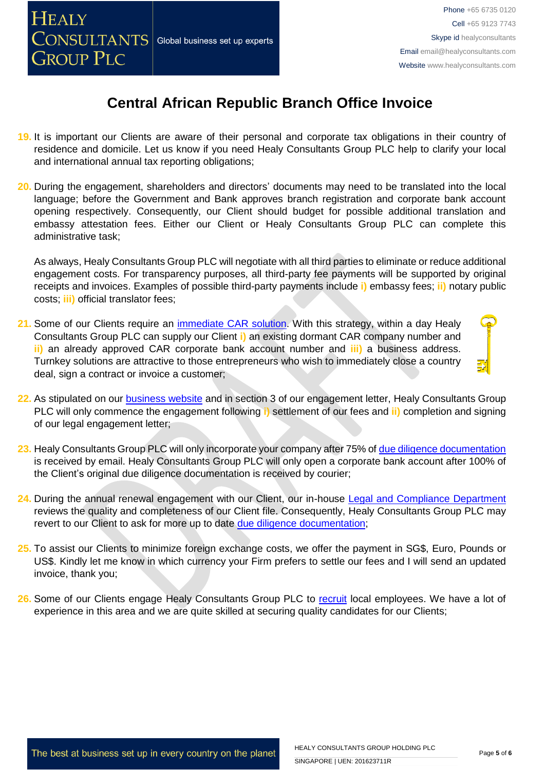# Central African Republic Branch Office Invoice

19. It is important our Clients are aware of their personal and corporate tax obligations in their country of residence and domicile. Let us know if you need Healy Consultants Group PLC help to clarify your local and international annual tax reporting obligations;

20. During the engagement, shareholders and directors' documents may need to be translated into the local language; before the Government and Bank approves branch registration and corporate bank account opening respectively. Consequently, our Client should budget for possible additional translation and embassy attestation fees. Either our Client or Healy Consultants Group PLC can complete this administrative task;

    As always, Healy Consultants Group PLC will negotiate with all third parties to eliminate or reduce additional engagement costs. For transparency purposes, all third-party fee payments will be supported by original receipts and invoices. Examples of possible third-party payments include **i)** embassy fees; **ii)** notary public costs; **iii)** official translator fees;

21. Some of our Clients require an [immediate CAR solution](). With this strategy, within a day Healy Consultants Group PLC can supply our Client **i)** an existing dormant CAR company number and **ii)** an already approved CAR corporate bank account number and **iii)** a business address. Turnkey solutions are attractive to those entrepreneurs who wish to immediately close a country deal, sign a contract or invoice a customer;

22. As stipulated on our [business website]() and in section 3 of our engagement letter, Healy Consultants Group PLC will only commence the engagement following **i)** settlement of our fees and **ii)** completion and signing of our legal engagement letter;

23. Healy Consultants Group PLC will only incorporate your company after 75% of [due diligence documentation]() is received by email. Healy Consultants Group PLC will only open a corporate bank account after 100% of the Client's original due diligence documentation is received by courier;

24. During the annual renewal engagement with our Client, our in-house [Legal and Compliance Department]() reviews the quality and completeness of our Client file. Consequently, Healy Consultants Group PLC may revert to our Client to ask for more up to date [due diligence documentation]();

25. To assist our Clients to minimize foreign exchange costs, we offer the payment in SG$, Euro, Pounds or US$. Kindly let me know in which currency your Firm prefers to settle our fees and I will send an updated invoice, thank you;

26. Some of our Clients engage Healy Consultants Group PLC to [recruit]() local employees. We have a lot of experience in this area and we are quite skilled at securing quality candidates for our Clients;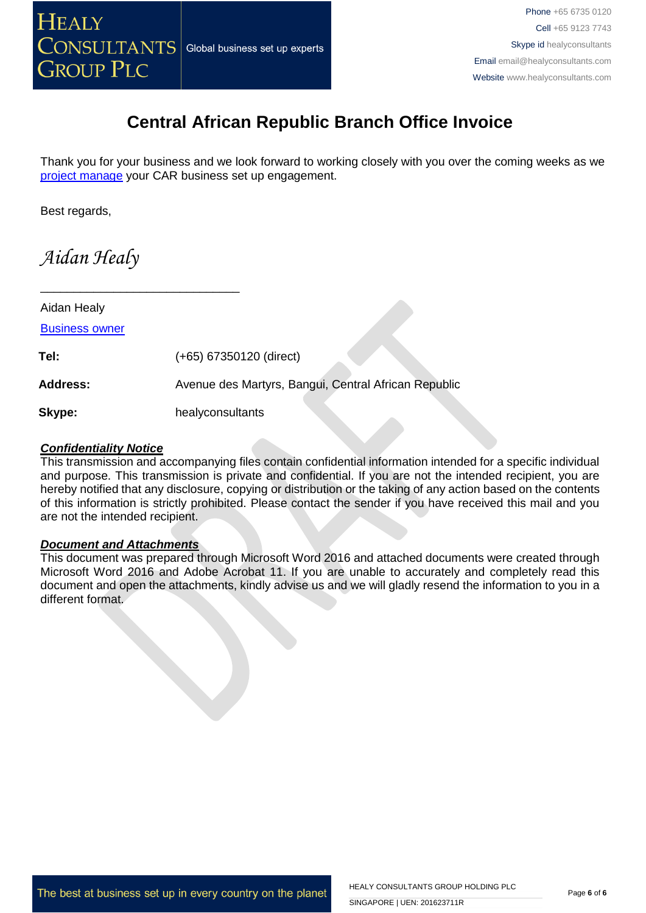# Central African Republic Branch Office Invoice

Thank you for your business and we look forward to working closely with you over the coming weeks as we project manage your CAR business set up engagement.

Best regards,

*Aidan Healy*

______________________________

Aidan Healy

Business owner

| | |
|---|---|
| **Tel:** | (+65) 67350120 (direct) |
| **Address:** | Avenue des Martyrs, Bangui, Central African Republic |
| **Skype:** | healyconsultants |

***Confidentiality Notice***

This transmission and accompanying files contain confidential information intended for a specific individual and purpose. This transmission is private and confidential. If you are not the intended recipient, you are hereby notified that any disclosure, copying or distribution or the taking of any action based on the contents of this information is strictly prohibited. Please contact the sender if you have received this mail and you are not the intended recipient.

***Document and Attachments***

This document was prepared through Microsoft Word 2016 and attached documents were created through Microsoft Word 2016 and Adobe Acrobat 11. If you are unable to accurately and completely read this document and open the attachments, kindly advise us and we will gladly resend the information to you in a different format.